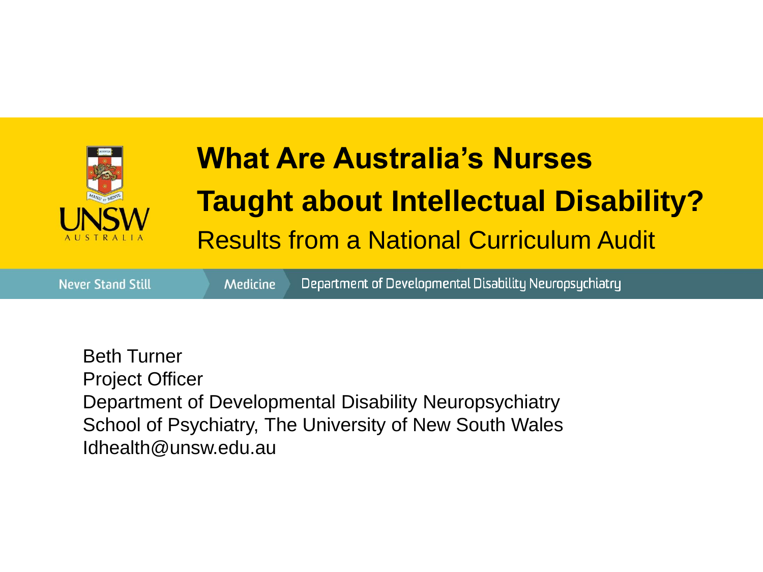# What Are Australia's Nurses Taught about Intellectual Disability?

## Results from a National Curriculum Audit

Never Stand Still | Medicine | Department of Developmental Disability Neuropsychiatry

Beth Turner
Project Officer
Department of Developmental Disability Neuropsychiatry
School of Psychiatry, The University of New South Wales
Idhealth@unsw.edu.au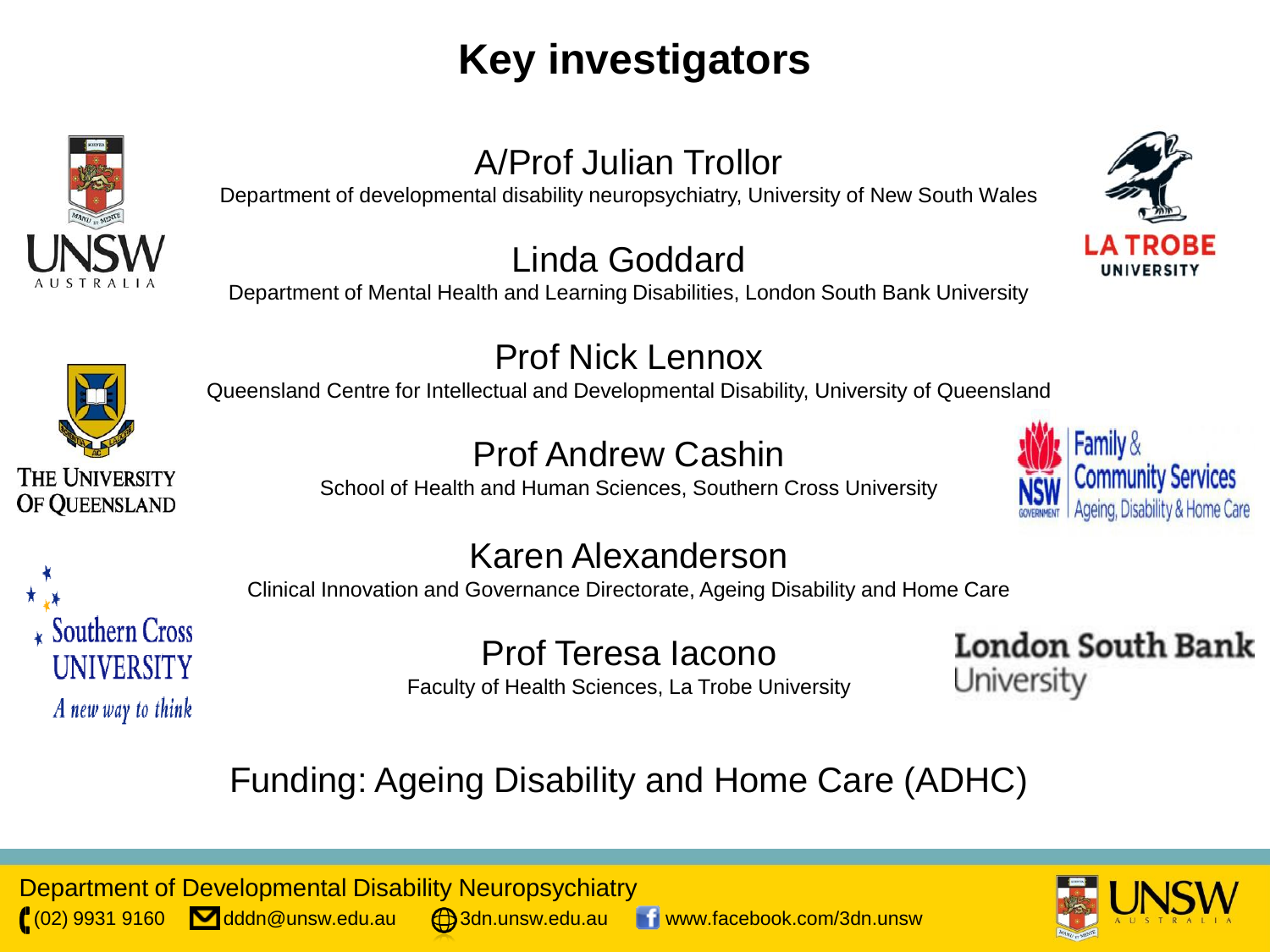# Key investigators

**A/Prof Julian Trollor**
Department of developmental disability neuropsychiatry, University of New South Wales

**Linda Goddard**
Department of Mental Health and Learning Disabilities, London South Bank University

**Prof Nick Lennox**
Queensland Centre for Intellectual and Developmental Disability, University of Queensland

**Prof Andrew Cashin**
School of Health and Human Sciences, Southern Cross University

**Karen Alexanderson**
Clinical Innovation and Governance Directorate, Ageing Disability and Home Care

**Prof Teresa Iacono**
Faculty of Health Sciences, La Trobe University

Funding: Ageing Disability and Home Care (ADHC)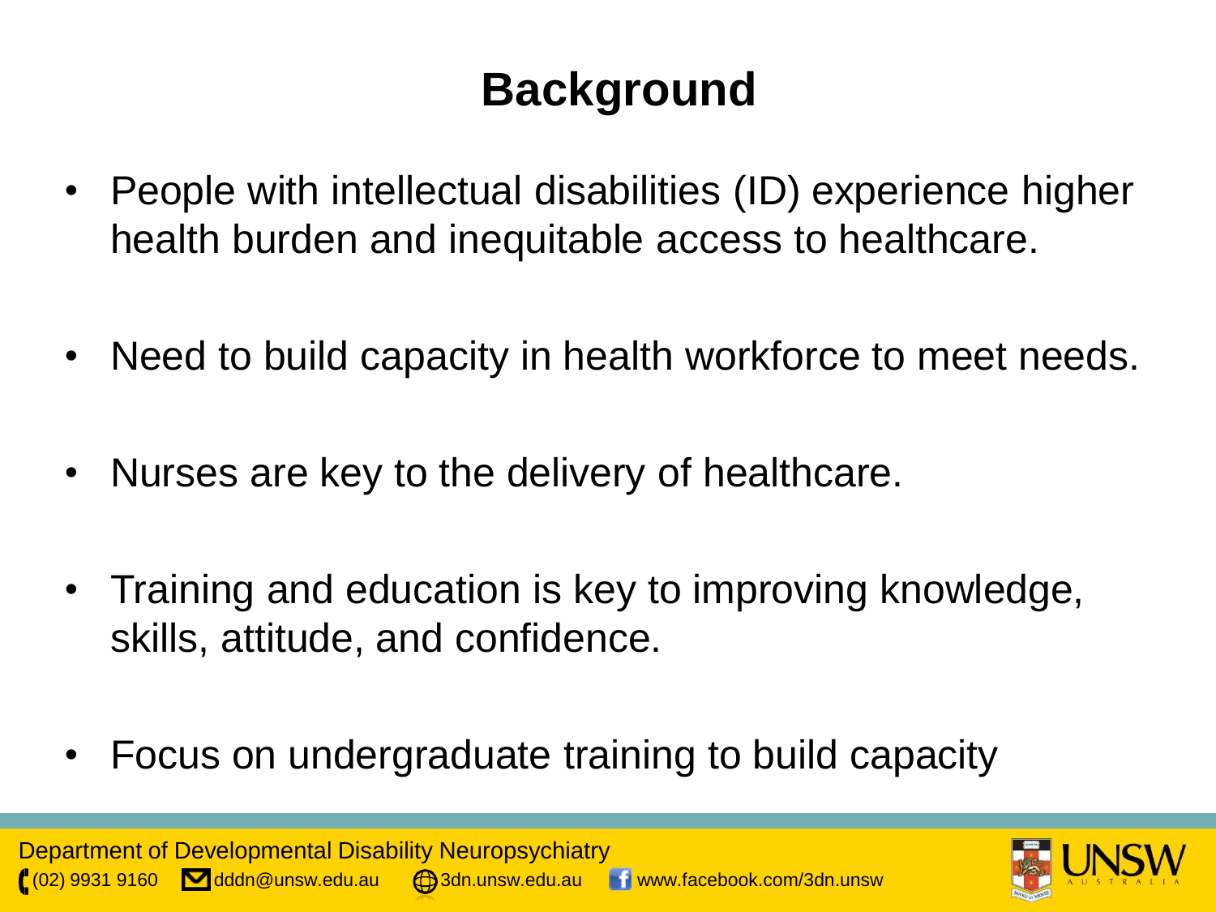# Background

- People with intellectual disabilities (ID) experience higher health burden and inequitable access to healthcare.
- Need to build capacity in health workforce to meet needs.
- Nurses are key to the delivery of healthcare.
- Training and education is key to improving knowledge, skills, attitude, and confidence.
- Focus on undergraduate training to build capacity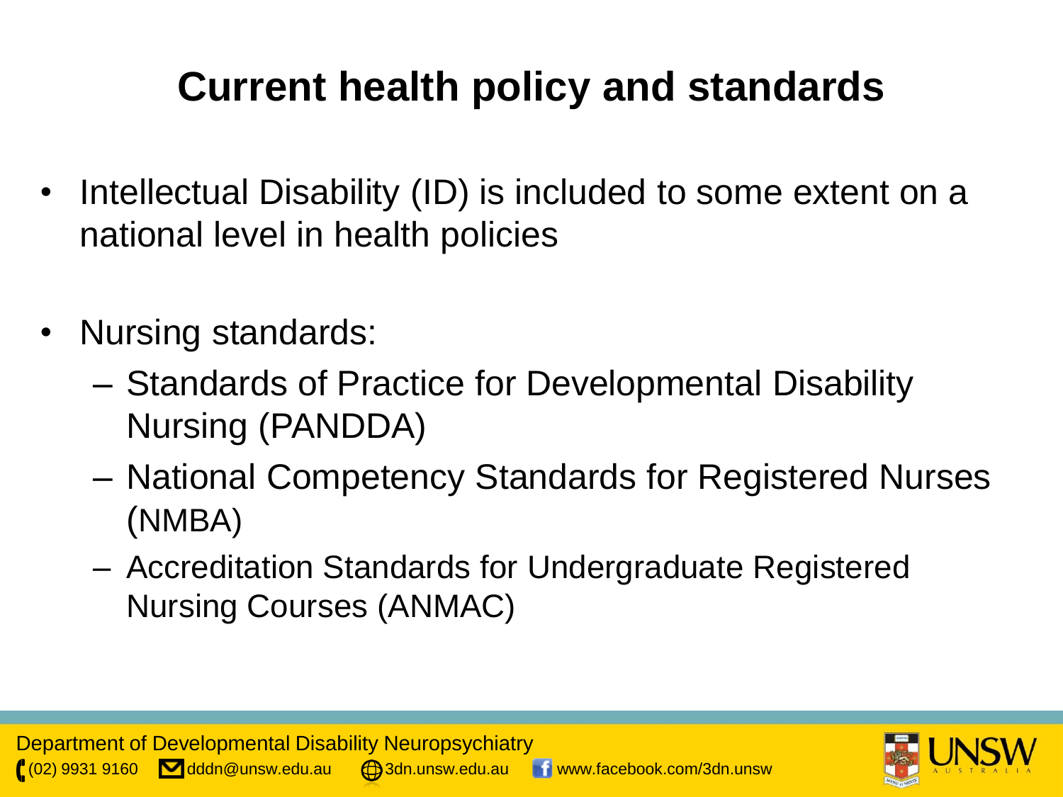# Current health policy and standards

- Intellectual Disability (ID) is included to some extent on a national level in health policies
- Nursing standards:
  - Standards of Practice for Developmental Disability Nursing (PANDDA)
  - National Competency Standards for Registered Nurses (NMBA)
  - Accreditation Standards for Undergraduate Registered Nursing Courses (ANMAC)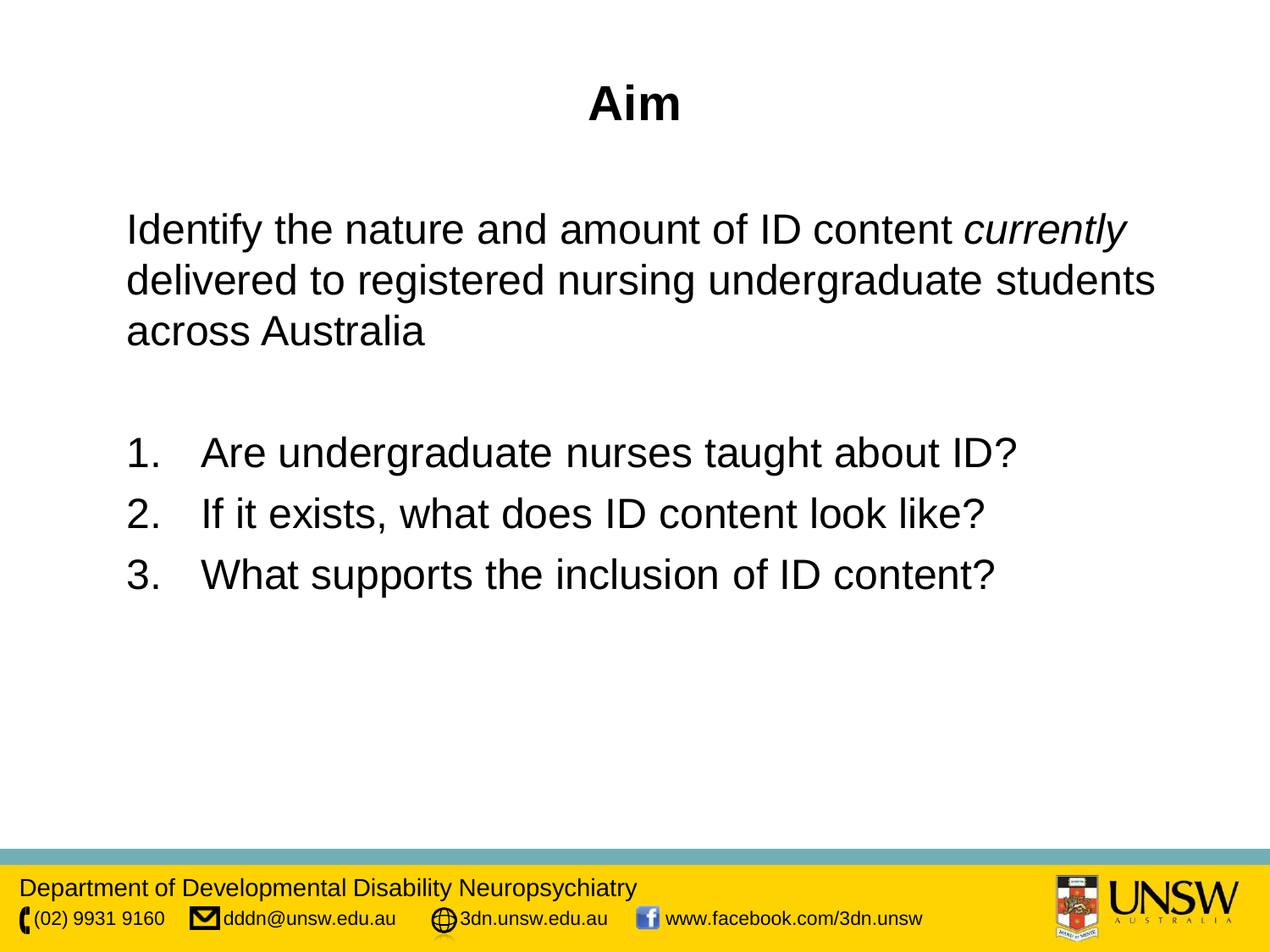# Aim

Identify the nature and amount of ID content *currently* delivered to registered nursing undergraduate students across Australia

1. Are undergraduate nurses taught about ID?
2. If it exists, what does ID content look like?
3. What supports the inclusion of ID content?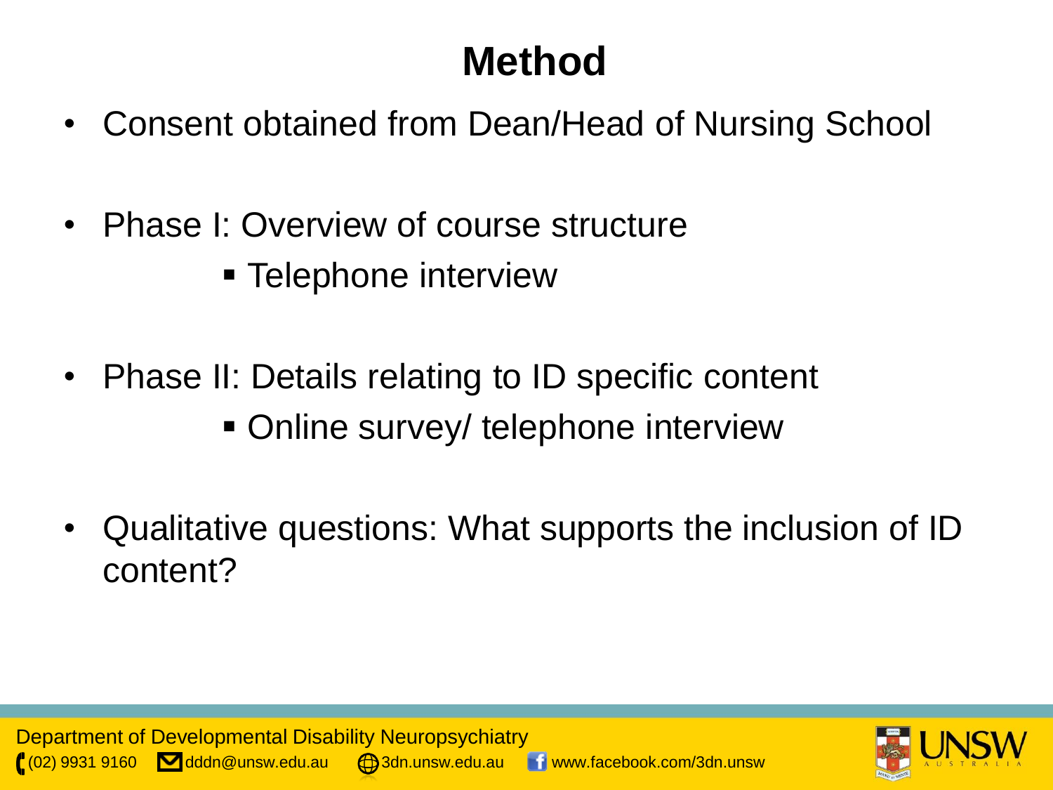# Method

- Consent obtained from Dean/Head of Nursing School
- Phase I: Overview of course structure
  - Telephone interview
- Phase II: Details relating to ID specific content
  - Online survey/ telephone interview
- Qualitative questions: What supports the inclusion of ID content?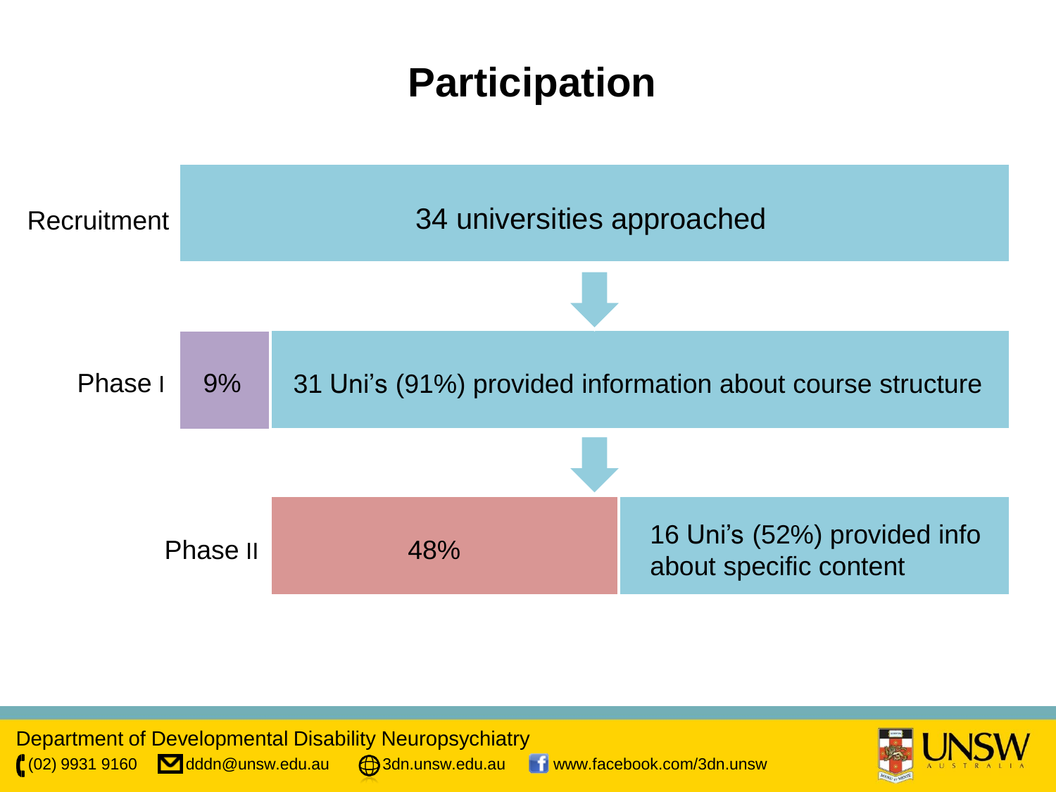# Participation

**Recruitment**

34 universities approached

**Phase I**

9%

31 Uni's (91%) provided information about course structure

**Phase II**

48%

16 Uni's (52%) provided info about specific content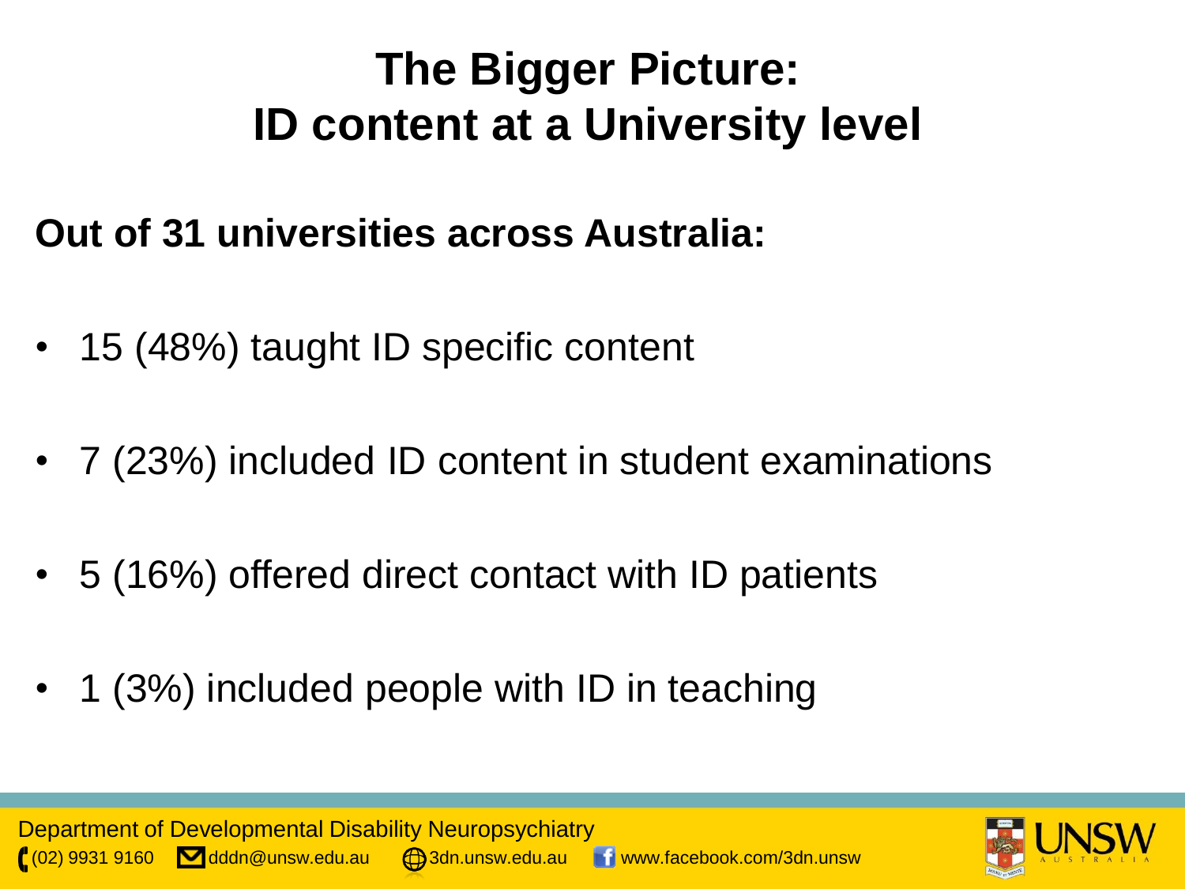# The Bigger Picture: ID content at a University level

**Out of 31 universities across Australia:**

- 15 (48%) taught ID specific content
- 7 (23%) included ID content in student examinations
- 5 (16%) offered direct contact with ID patients
- 1 (3%) included people with ID in teaching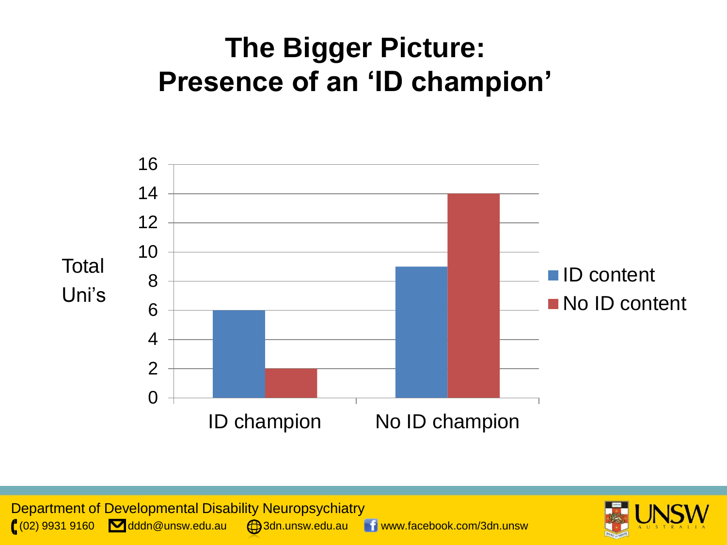# The Bigger Picture: Presence of an 'ID champion'

| Total Uni's | ID content | No ID content |
|---|---|---|
| ID champion | 6 | 2 |
| No ID champion | 9 | 14 |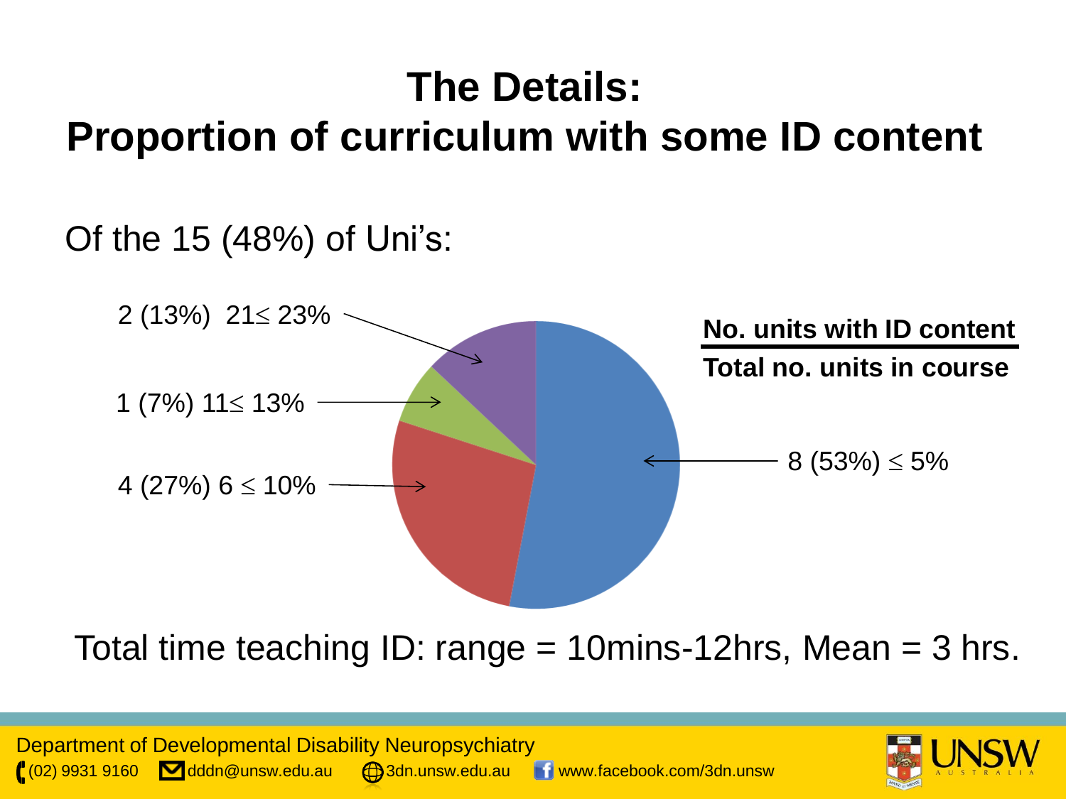# The Details:
# Proportion of curriculum with some ID content

Of the 15 (48%) of Uni's:

**No. units with ID content / Total no. units in course**

- 2 (13%) 21≤ 23%
- 1 (7%) 11≤ 13%
- 4 (27%) 6 ≤ 10%
- 8 (53%) ≤ 5%

Total time teaching ID: range = 10mins-12hrs, Mean = 3 hrs.

Department of Developmental Disability Neuropsychiatry
(02) 9931 9160 dddn@unsw.edu.au 3dn.unsw.edu.au www.facebook.com/3dn.unsw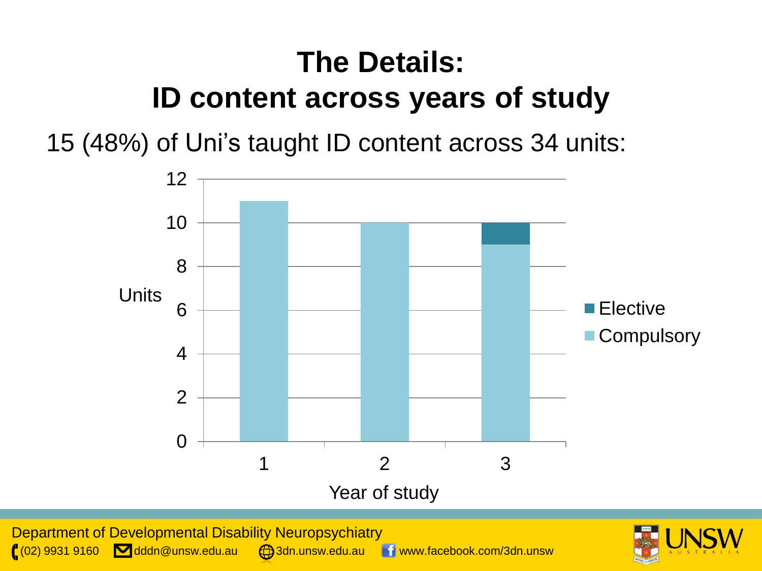# The Details:
# ID content across years of study

15 (48%) of Uni's taught ID content across 34 units:

| Year of study | Compulsory (Units) | Elective (Units) |
|---|---|---|
| 1 | 11 | 0 |
| 2 | 10 | 0 |
| 3 | 9 | 1 |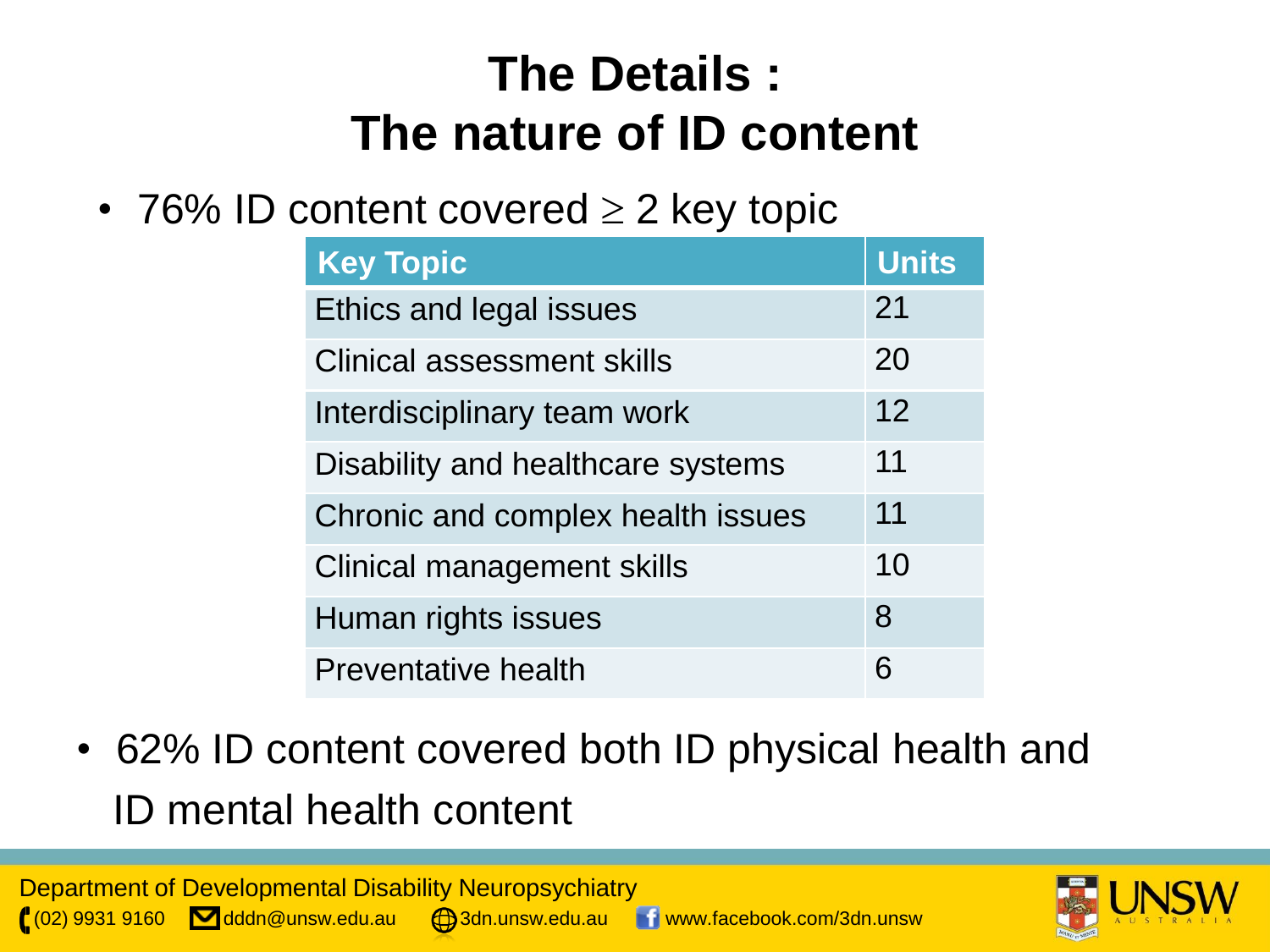# The Details : The nature of ID content

- 76% ID content covered $\geq$ 2 key topic

| Key Topic | Units |
| --- | --- |
| Ethics and legal issues | 21 |
| Clinical assessment skills | 20 |
| Interdisciplinary team work | 12 |
| Disability and healthcare systems | 11 |
| Chronic and complex health issues | 11 |
| Clinical management skills | 10 |
| Human rights issues | 8 |
| Preventative health | 6 |

- 62% ID content covered both ID physical health and ID mental health content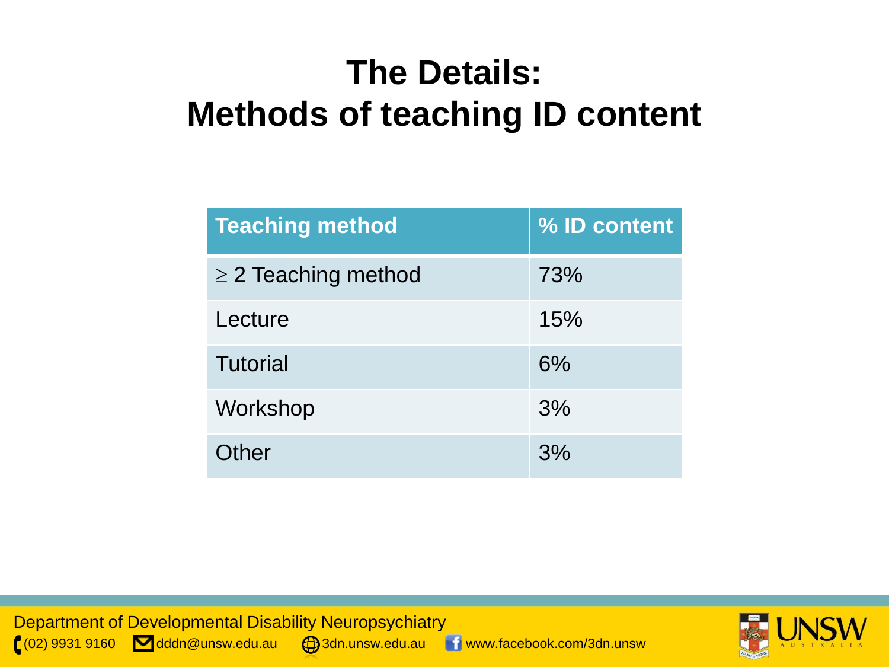# The Details:
# Methods of teaching ID content

| Teaching method | % ID content |
|---|---|
| $\geq$ 2 Teaching method | 73% |
| Lecture | 15% |
| Tutorial | 6% |
| Workshop | 3% |
| Other | 3% |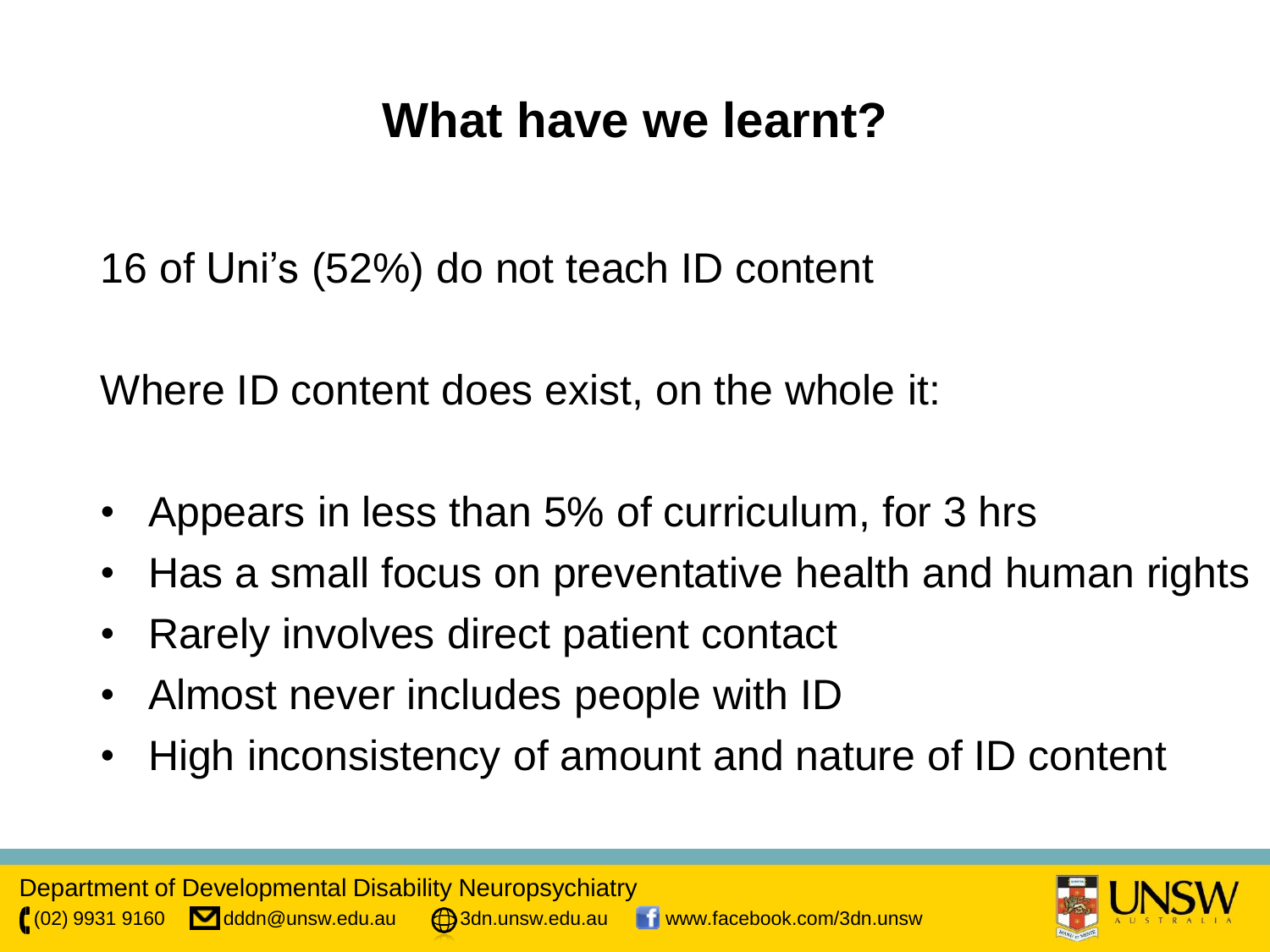# What have we learnt?

16 of Uni's (52%) do not teach ID content

Where ID content does exist, on the whole it:

- Appears in less than 5% of curriculum, for 3 hrs
- Has a small focus on preventative health and human rights
- Rarely involves direct patient contact
- Almost never includes people with ID
- High inconsistency of amount and nature of ID content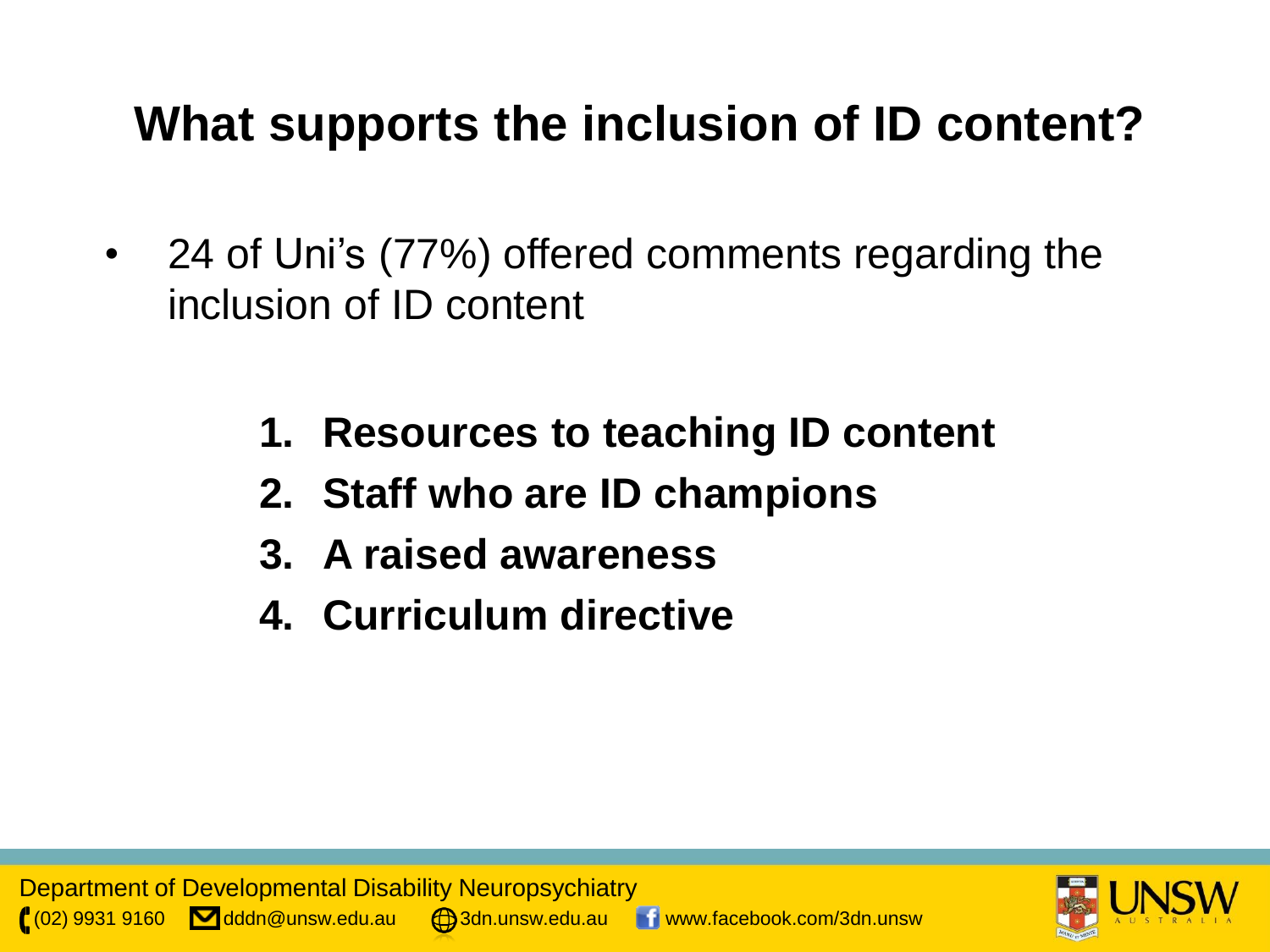# What supports the inclusion of ID content?

- 24 of Uni's (77%) offered comments regarding the inclusion of ID content

1. **Resources to teaching ID content**
2. **Staff who are ID champions**
3. **A raised awareness**
4. **Curriculum directive**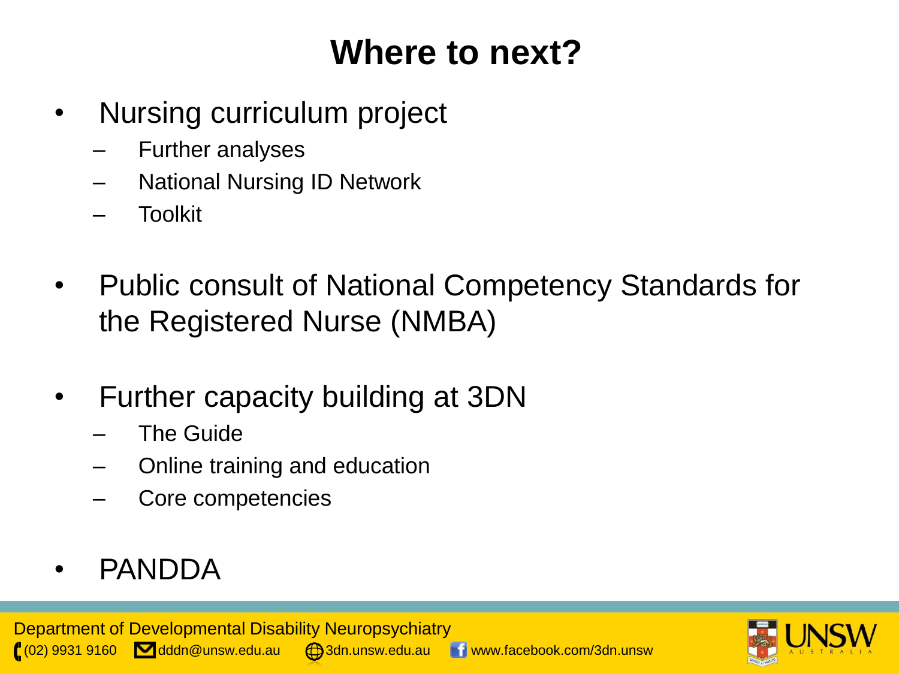# Where to next?

- Nursing curriculum project
  - Further analyses
  - National Nursing ID Network
  - Toolkit

- Public consult of National Competency Standards for the Registered Nurse (NMBA)

- Further capacity building at 3DN
  - The Guide
  - Online training and education
  - Core competencies

- PANDDA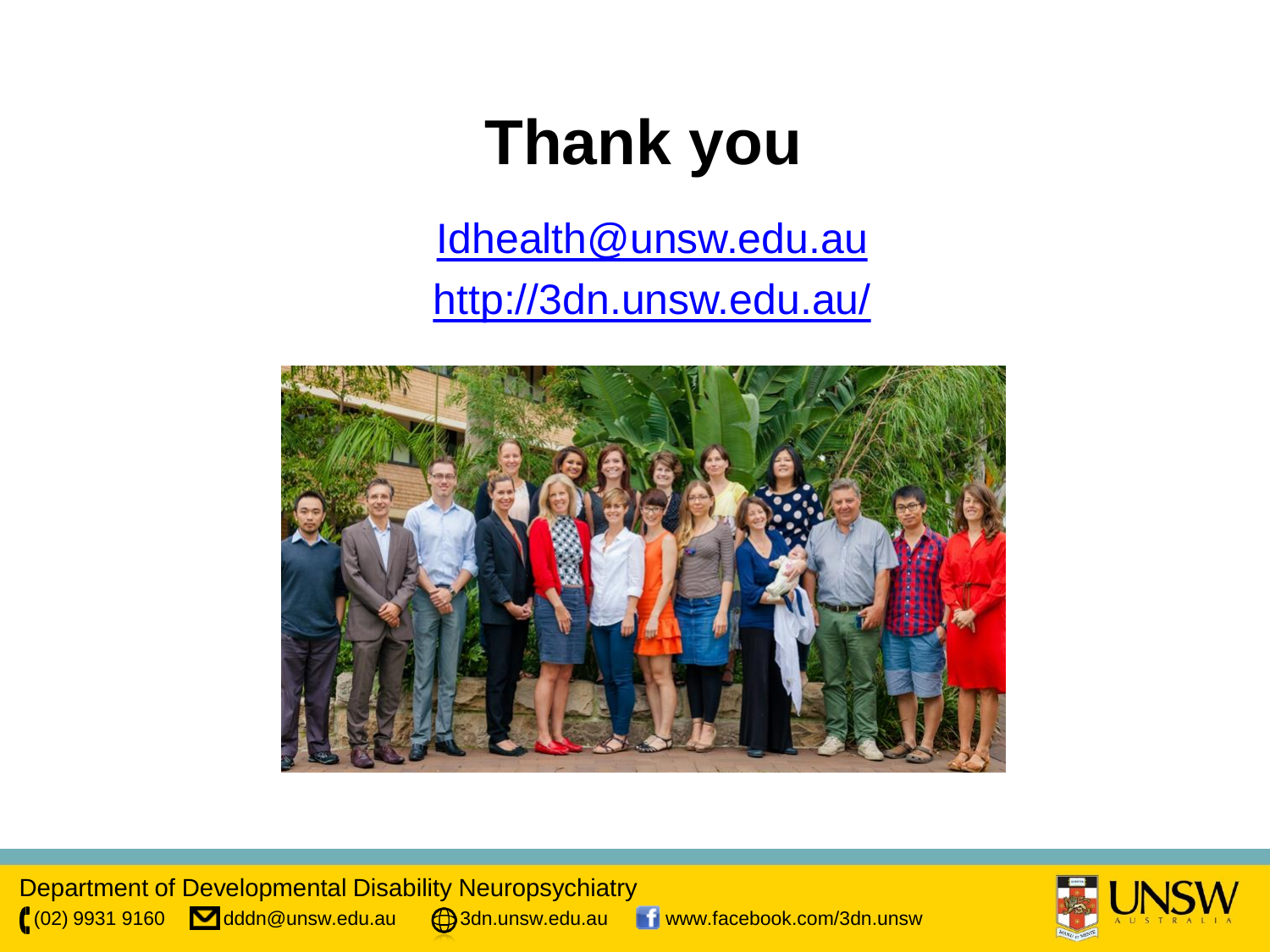# Thank you

Idhealth@unsw.edu.au

http://3dn.unsw.edu.au/

Department of Developmental Disability Neuropsychiatry

(02) 9931 9160 dddn@unsw.edu.au 3dn.unsw.edu.au www.facebook.com/3dn.unsw